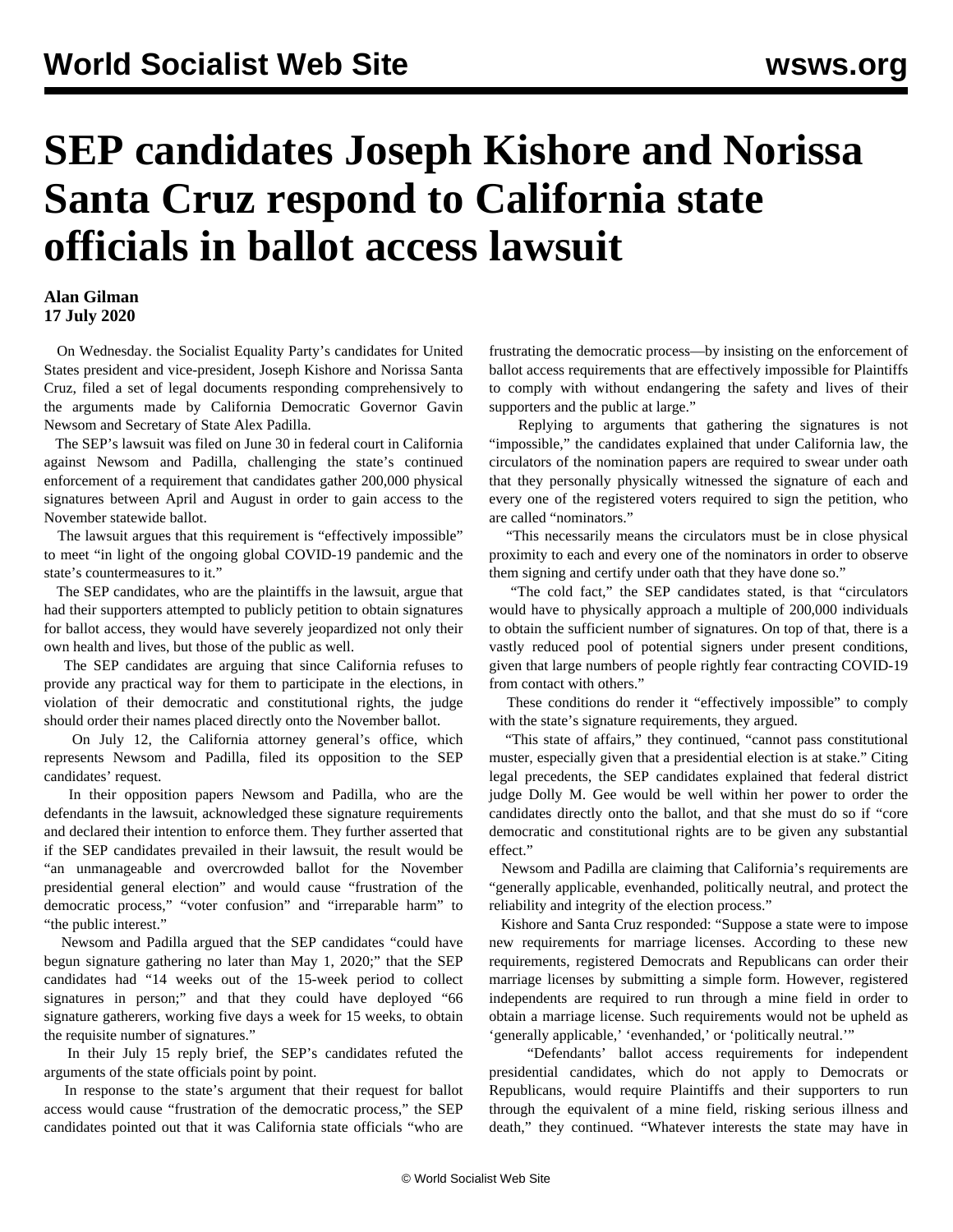# SEP candidates Joseph Kishore and Norissa Santa Cruz respond to California state officials in ballot access lawsuit

**Alan Gilman**
**17 July 2020**

On Wednesday. the Socialist Equality Party's candidates for United States president and vice-president, Joseph Kishore and Norissa Santa Cruz, filed a set of legal documents responding comprehensively to the arguments made by California Democratic Governor Gavin Newsom and Secretary of State Alex Padilla.

The SEP's lawsuit was filed on June 30 in federal court in California against Newsom and Padilla, challenging the state's continued enforcement of a requirement that candidates gather 200,000 physical signatures between April and August in order to gain access to the November statewide ballot.

The lawsuit argues that this requirement is "effectively impossible" to meet "in light of the ongoing global COVID-19 pandemic and the state's countermeasures to it."

The SEP candidates, who are the plaintiffs in the lawsuit, argue that had their supporters attempted to publicly petition to obtain signatures for ballot access, they would have severely jeopardized not only their own health and lives, but those of the public as well.

The SEP candidates are arguing that since California refuses to provide any practical way for them to participate in the elections, in violation of their democratic and constitutional rights, the judge should order their names placed directly onto the November ballot.

On July 12, the California attorney general's office, which represents Newsom and Padilla, filed its opposition to the SEP candidates' request.

In their opposition papers Newsom and Padilla, who are the defendants in the lawsuit, acknowledged these signature requirements and declared their intention to enforce them. They further asserted that if the SEP candidates prevailed in their lawsuit, the result would be "an unmanageable and overcrowded ballot for the November presidential general election" and would cause "frustration of the democratic process," "voter confusion" and "irreparable harm" to "the public interest."

Newsom and Padilla argued that the SEP candidates "could have begun signature gathering no later than May 1, 2020;" that the SEP candidates had "14 weeks out of the 15-week period to collect signatures in person;" and that they could have deployed "66 signature gatherers, working five days a week for 15 weeks, to obtain the requisite number of signatures."

In their July 15 reply brief, the SEP's candidates refuted the arguments of the state officials point by point.

In response to the state's argument that their request for ballot access would cause "frustration of the democratic process," the SEP candidates pointed out that it was California state officials "who are frustrating the democratic process—by insisting on the enforcement of ballot access requirements that are effectively impossible for Plaintiffs to comply with without endangering the safety and lives of their supporters and the public at large."

Replying to arguments that gathering the signatures is not "impossible," the candidates explained that under California law, the circulators of the nomination papers are required to swear under oath that they personally physically witnessed the signature of each and every one of the registered voters required to sign the petition, who are called "nominators."

"This necessarily means the circulators must be in close physical proximity to each and every one of the nominators in order to observe them signing and certify under oath that they have done so."

"The cold fact," the SEP candidates stated, is that "circulators would have to physically approach a multiple of 200,000 individuals to obtain the sufficient number of signatures. On top of that, there is a vastly reduced pool of potential signers under present conditions, given that large numbers of people rightly fear contracting COVID-19 from contact with others."

These conditions do render it "effectively impossible" to comply with the state's signature requirements, they argued.

"This state of affairs," they continued, "cannot pass constitutional muster, especially given that a presidential election is at stake." Citing legal precedents, the SEP candidates explained that federal district judge Dolly M. Gee would be well within her power to order the candidates directly onto the ballot, and that she must do so if "core democratic and constitutional rights are to be given any substantial effect."

Newsom and Padilla are claiming that California's requirements are "generally applicable, evenhanded, politically neutral, and protect the reliability and integrity of the election process."

Kishore and Santa Cruz responded: "Suppose a state were to impose new requirements for marriage licenses. According to these new requirements, registered Democrats and Republicans can order their marriage licenses by submitting a simple form. However, registered independents are required to run through a mine field in order to obtain a marriage license. Such requirements would not be upheld as 'generally applicable,' 'evenhanded,' or 'politically neutral.'"

"Defendants' ballot access requirements for independent presidential candidates, which do not apply to Democrats or Republicans, would require Plaintiffs and their supporters to run through the equivalent of a mine field, risking serious illness and death," they continued. "Whatever interests the state may have in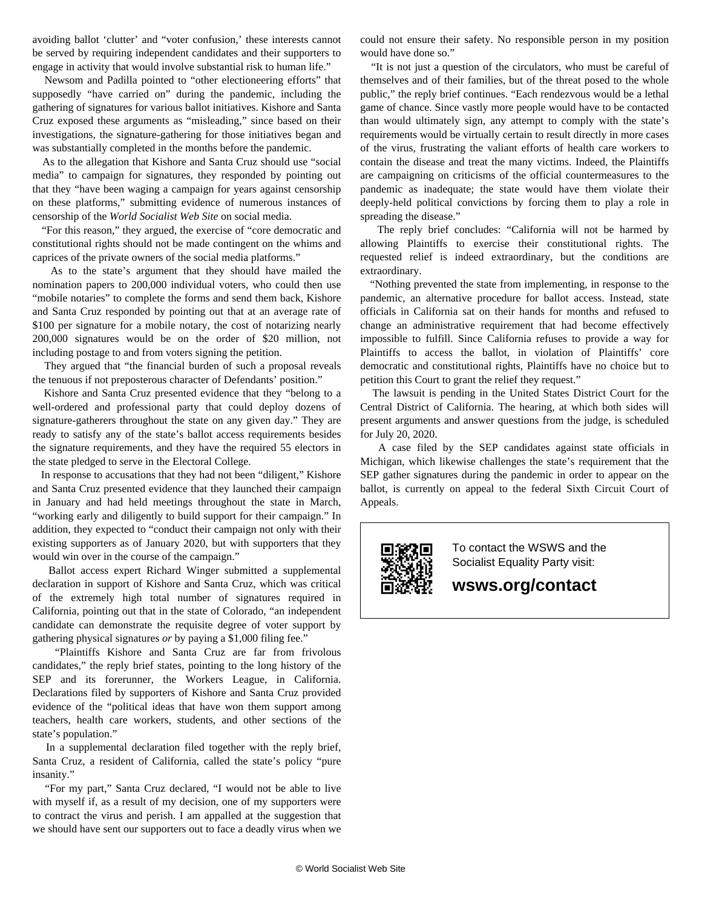avoiding ballot 'clutter' and "voter confusion,' these interests cannot be served by requiring independent candidates and their supporters to engage in activity that would involve substantial risk to human life."

Newsom and Padilla pointed to "other electioneering efforts" that supposedly "have carried on" during the pandemic, including the gathering of signatures for various ballot initiatives. Kishore and Santa Cruz exposed these arguments as "misleading," since based on their investigations, the signature-gathering for those initiatives began and was substantially completed in the months before the pandemic.

As to the allegation that Kishore and Santa Cruz should use "social media" to campaign for signatures, they responded by pointing out that they "have been waging a campaign for years against censorship on these platforms," submitting evidence of numerous instances of censorship of the *World Socialist Web Site* on social media.

"For this reason," they argued, the exercise of "core democratic and constitutional rights should not be made contingent on the whims and caprices of the private owners of the social media platforms."

As to the state's argument that they should have mailed the nomination papers to 200,000 individual voters, who could then use "mobile notaries" to complete the forms and send them back, Kishore and Santa Cruz responded by pointing out that at an average rate of $100 per signature for a mobile notary, the cost of notarizing nearly 200,000 signatures would be on the order of $20 million, not including postage to and from voters signing the petition.

They argued that "the financial burden of such a proposal reveals the tenuous if not preposterous character of Defendants' position."

Kishore and Santa Cruz presented evidence that they "belong to a well-ordered and professional party that could deploy dozens of signature-gatherers throughout the state on any given day." They are ready to satisfy any of the state's ballot access requirements besides the signature requirements, and they have the required 55 electors in the state pledged to serve in the Electoral College.

In response to accusations that they had not been "diligent," Kishore and Santa Cruz presented evidence that they launched their campaign in January and had held meetings throughout the state in March, "working early and diligently to build support for their campaign." In addition, they expected to "conduct their campaign not only with their existing supporters as of January 2020, but with supporters that they would win over in the course of the campaign."

Ballot access expert Richard Winger submitted a supplemental declaration in support of Kishore and Santa Cruz, which was critical of the extremely high total number of signatures required in California, pointing out that in the state of Colorado, "an independent candidate can demonstrate the requisite degree of voter support by gathering physical signatures *or* by paying a $1,000 filing fee."

"Plaintiffs Kishore and Santa Cruz are far from frivolous candidates," the reply brief states, pointing to the long history of the SEP and its forerunner, the Workers League, in California. Declarations filed by supporters of Kishore and Santa Cruz provided evidence of the "political ideas that have won them support among teachers, health care workers, students, and other sections of the state's population."

In a supplemental declaration filed together with the reply brief, Santa Cruz, a resident of California, called the state's policy "pure insanity."

"For my part," Santa Cruz declared, "I would not be able to live with myself if, as a result of my decision, one of my supporters were to contract the virus and perish. I am appalled at the suggestion that we should have sent our supporters out to face a deadly virus when we could not ensure their safety. No responsible person in my position would have done so."

"It is not just a question of the circulators, who must be careful of themselves and of their families, but of the threat posed to the whole public," the reply brief continues. "Each rendezvous would be a lethal game of chance. Since vastly more people would have to be contacted than would ultimately sign, any attempt to comply with the state's requirements would be virtually certain to result directly in more cases of the virus, frustrating the valiant efforts of health care workers to contain the disease and treat the many victims. Indeed, the Plaintiffs are campaigning on criticisms of the official countermeasures to the pandemic as inadequate; the state would have them violate their deeply-held political convictions by forcing them to play a role in spreading the disease."

The reply brief concludes: "California will not be harmed by allowing Plaintiffs to exercise their constitutional rights. The requested relief is indeed extraordinary, but the conditions are extraordinary.

"Nothing prevented the state from implementing, in response to the pandemic, an alternative procedure for ballot access. Instead, state officials in California sat on their hands for months and refused to change an administrative requirement that had become effectively impossible to fulfill. Since California refuses to provide a way for Plaintiffs to access the ballot, in violation of Plaintiffs' core democratic and constitutional rights, Plaintiffs have no choice but to petition this Court to grant the relief they request."

The lawsuit is pending in the United States District Court for the Central District of California. The hearing, at which both sides will present arguments and answer questions from the judge, is scheduled for July 20, 2020.

A case filed by the SEP candidates against state officials in Michigan, which likewise challenges the state's requirement that the SEP gather signatures during the pandemic in order to appear on the ballot, is currently on appeal to the federal Sixth Circuit Court of Appeals.

To contact the WSWS and the Socialist Equality Party visit:

**wsws.org/contact**

© World Socialist Web Site